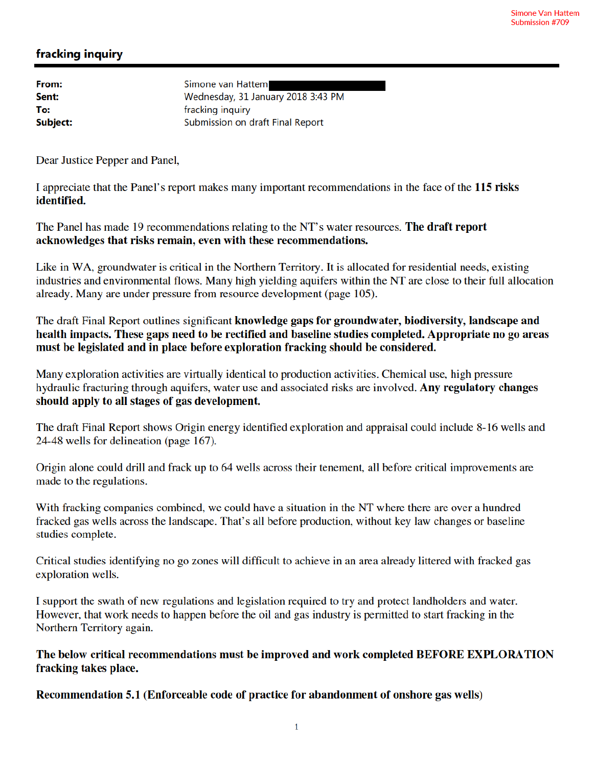Simone Van Hattem
Submission #709

## fracking inquiry

| | |
|---|---|
| **From:** | Simone van Hattem |
| **Sent:** | Wednesday, 31 January 2018 3:43 PM |
| **To:** | fracking inquiry |
| **Subject:** | Submission on draft Final Report |

Dear Justice Pepper and Panel,

I appreciate that the Panel's report makes many important recommendations in the face of the **115 risks identified.**

The Panel has made 19 recommendations relating to the NT's water resources. **The draft report acknowledges that risks remain, even with these recommendations.**

Like in WA, groundwater is critical in the Northern Territory. It is allocated for residential needs, existing industries and environmental flows. Many high yielding aquifers within the NT are close to their full allocation already. Many are under pressure from resource development (page 105).

The draft Final Report outlines significant **knowledge gaps for groundwater, biodiversity, landscape and health impacts. These gaps need to be rectified and baseline studies completed. Appropriate no go areas must be legislated and in place before exploration fracking should be considered.**

Many exploration activities are virtually identical to production activities. Chemical use, high pressure hydraulic fracturing through aquifers, water use and associated risks are involved. **Any regulatory changes should apply to all stages of gas development.**

The draft Final Report shows Origin energy identified exploration and appraisal could include 8-16 wells and 24-48 wells for delineation (page 167).

Origin alone could drill and frack up to 64 wells across their tenement, all before critical improvements are made to the regulations.

With fracking companies combined, we could have a situation in the NT where there are over a hundred fracked gas wells across the landscape. That's all before production, without key law changes or baseline studies complete.

Critical studies identifying no go zones will difficult to achieve in an area already littered with fracked gas exploration wells.

I support the swath of new regulations and legislation required to try and protect landholders and water. However, that work needs to happen before the oil and gas industry is permitted to start fracking in the Northern Territory again.

**The below critical recommendations must be improved and work completed BEFORE EXPLORATION fracking takes place.**

**Recommendation 5.1 (Enforceable code of practice for abandonment of onshore gas wells)**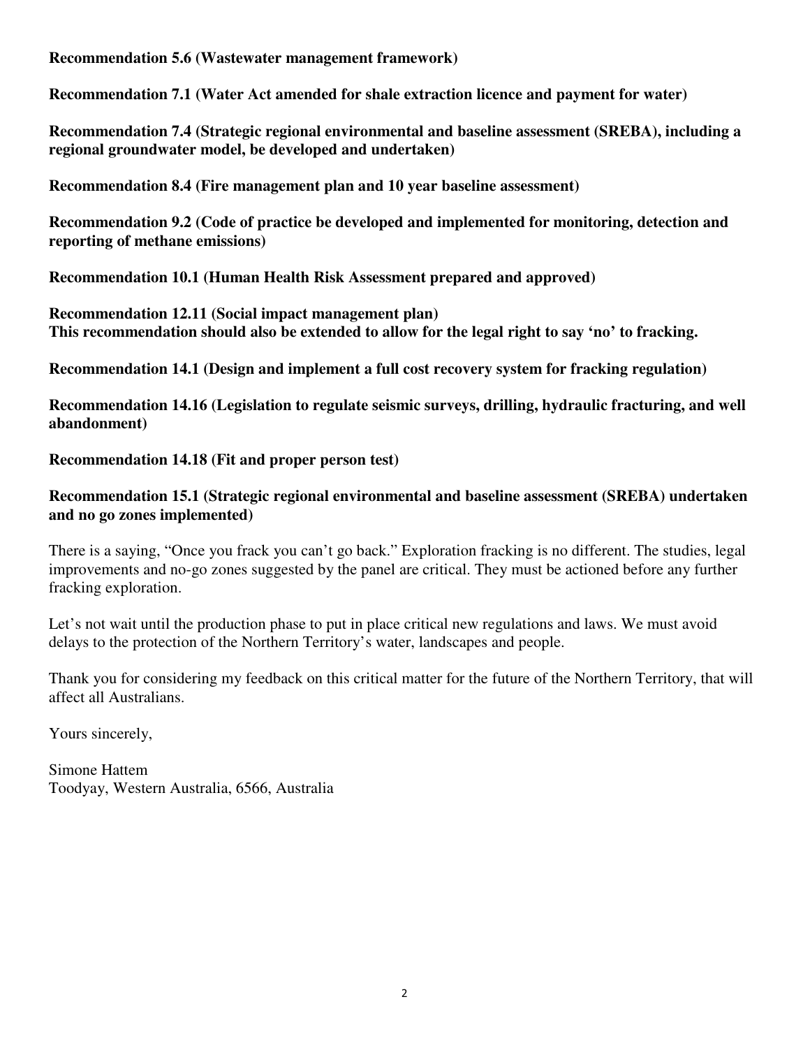**Recommendation 5.6 (Wastewater management framework)**

**Recommendation 7.1 (Water Act amended for shale extraction licence and payment for water)**

**Recommendation 7.4 (Strategic regional environmental and baseline assessment (SREBA), including a regional groundwater model, be developed and undertaken)**

**Recommendation 8.4 (Fire management plan and 10 year baseline assessment)**

**Recommendation 9.2 (Code of practice be developed and implemented for monitoring, detection and reporting of methane emissions)**

**Recommendation 10.1 (Human Health Risk Assessment prepared and approved)**

**Recommendation 12.11 (Social impact management plan)**
**This recommendation should also be extended to allow for the legal right to say 'no' to fracking.**

**Recommendation 14.1 (Design and implement a full cost recovery system for fracking regulation)**

**Recommendation 14.16 (Legislation to regulate seismic surveys, drilling, hydraulic fracturing, and well abandonment)**

**Recommendation 14.18 (Fit and proper person test)**

**Recommendation 15.1 (Strategic regional environmental and baseline assessment (SREBA) undertaken and no go zones implemented)**

There is a saying, "Once you frack you can't go back." Exploration fracking is no different. The studies, legal improvements and no-go zones suggested by the panel are critical. They must be actioned before any further fracking exploration.

Let's not wait until the production phase to put in place critical new regulations and laws. We must avoid delays to the protection of the Northern Territory's water, landscapes and people.

Thank you for considering my feedback on this critical matter for the future of the Northern Territory, that will affect all Australians.

Yours sincerely,

Simone Hattem
Toodyay, Western Australia, 6566, Australia